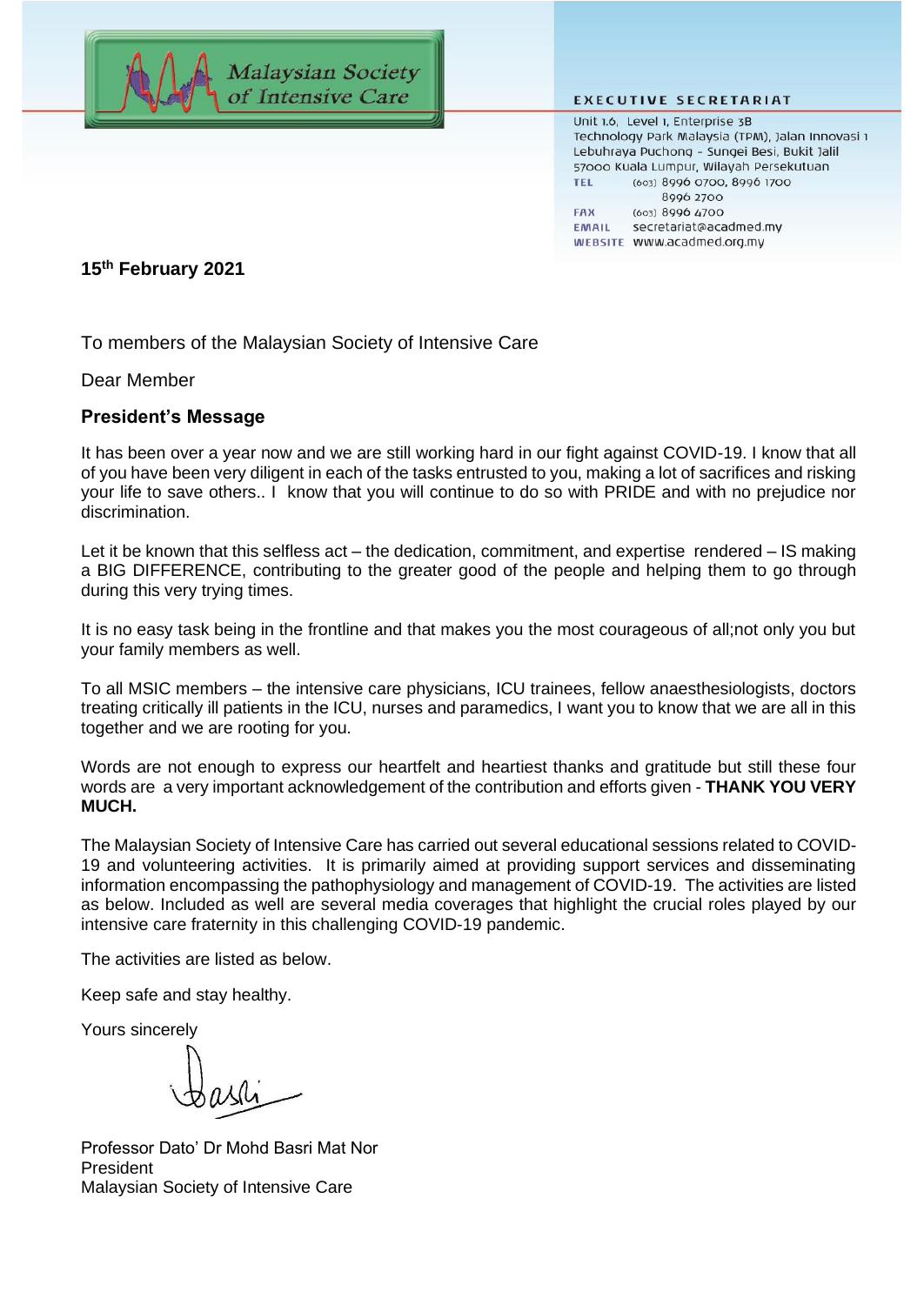Malaysian Society of Intensive Care

**EXECUTIVE SECRETARIAT**

Unit 1.6, Level 1, Enterprise 3B
Technology Park Malaysia (TPM), Jalan Innovasi 1
Lebuhraya Puchong – Sungei Besi, Bukit Jalil
57000 Kuala Lumpur, Wilayah Persekutuan
TEL (603) 8996 0700, 8996 1700
8996 2700
FAX (603) 8996 4700
EMAIL secretariat@acadmed.my
WEBSITE www.acadmed.org.my

**15th February 2021**

To members of the Malaysian Society of Intensive Care

Dear Member

### President's Message

It has been over a year now and we are still working hard in our fight against COVID-19. I know that all of you have been very diligent in each of the tasks entrusted to you, making a lot of sacrifices and risking your life to save others.. I know that you will continue to do so with PRIDE and with no prejudice nor discrimination.

Let it be known that this selfless act – the dedication, commitment, and expertise rendered – IS making a BIG DIFFERENCE, contributing to the greater good of the people and helping them to go through during this very trying times.

It is no easy task being in the frontline and that makes you the most courageous of all;not only you but your family members as well.

To all MSIC members – the intensive care physicians, ICU trainees, fellow anaesthesiologists, doctors treating critically ill patients in the ICU, nurses and paramedics, I want you to know that we are all in this together and we are rooting for you.

Words are not enough to express our heartfelt and heartiest thanks and gratitude but still these four words are a very important acknowledgement of the contribution and efforts given - **THANK YOU VERY MUCH.**

The Malaysian Society of Intensive Care has carried out several educational sessions related to COVID-19 and volunteering activities. It is primarily aimed at providing support services and disseminating information encompassing the pathophysiology and management of COVID-19. The activities are listed as below. Included as well are several media coverages that highlight the crucial roles played by our intensive care fraternity in this challenging COVID-19 pandemic.

The activities are listed as below.

Keep safe and stay healthy.

Yours sincerely

Professor Dato' Dr Mohd Basri Mat Nor
President
Malaysian Society of Intensive Care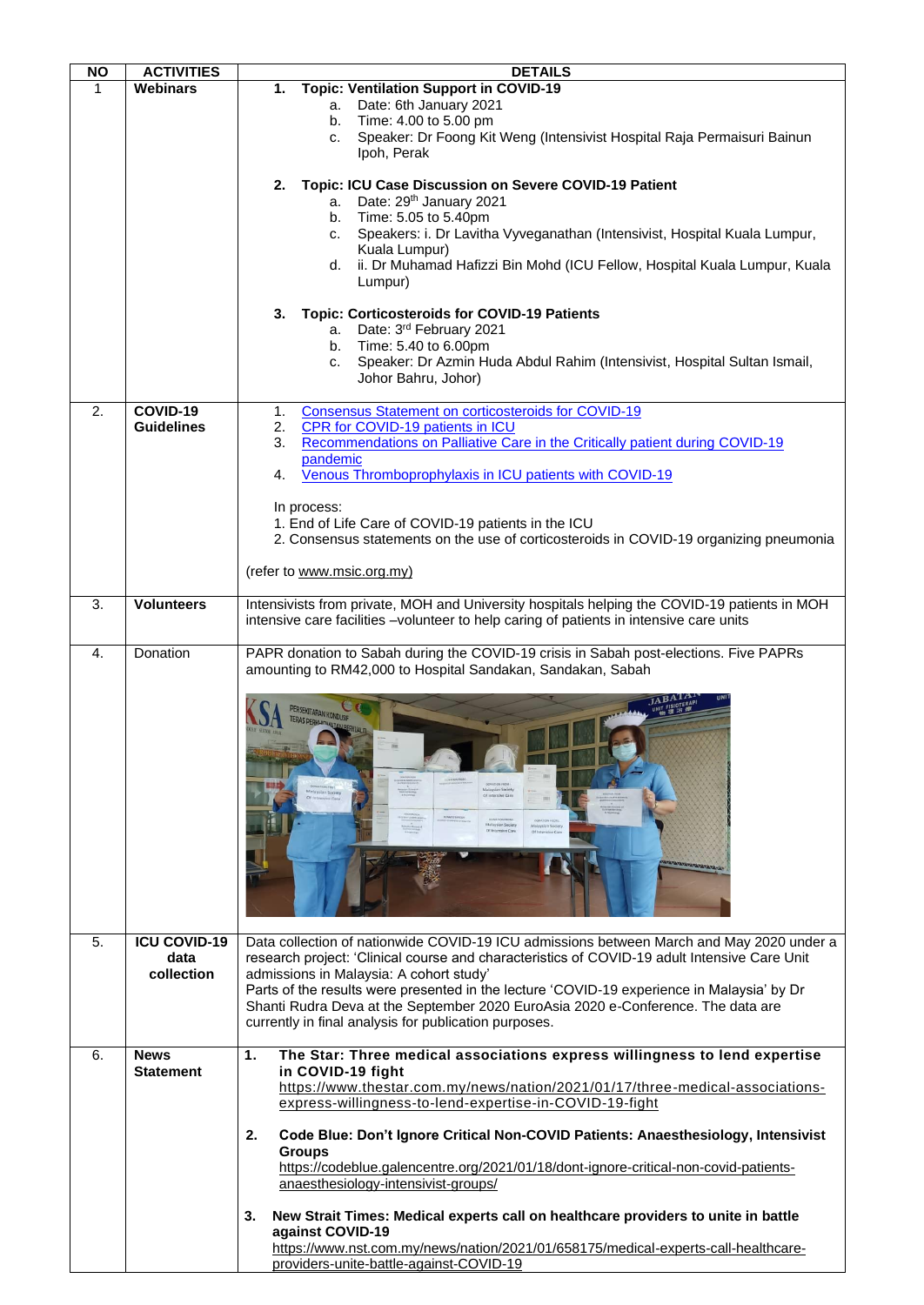| NO | ACTIVITIES | DETAILS |
|---|---|---|
| 1 | **Webinars** | **1. Topic: Ventilation Support in COVID-19**<br>a. Date: 6th January 2021<br>b. Time: 4.00 to 5.00 pm<br>c. Speaker: Dr Foong Kit Weng (Intensivist Hospital Raja Permaisuri Bainun Ipoh, Perak<br><br>**2. Topic: ICU Case Discussion on Severe COVID-19 Patient**<br>a. Date: 29th January 2021<br>b. Time: 5.05 to 5.40pm<br>c. Speakers: i. Dr Lavitha Vyveganathan (Intensivist, Hospital Kuala Lumpur, Kuala Lumpur)<br>d. ii. Dr Muhamad Hafizzi Bin Mohd (ICU Fellow, Hospital Kuala Lumpur, Kuala Lumpur)<br><br>**3. Topic: Corticosteroids for COVID-19 Patients**<br>a. Date: 3rd February 2021<br>b. Time: 5.40 to 6.00pm<br>c. Speaker: Dr Azmin Huda Abdul Rahim (Intensivist, Hospital Sultan Ismail, Johor Bahru, Johor) |
| 2. | **COVID-19 Guidelines** | 1. Consensus Statement on corticosteroids for COVID-19<br>2. CPR for COVID-19 patients in ICU<br>3. Recommendations on Palliative Care in the Critically patient during COVID-19 pandemic<br>4. Venous Thromboprophylaxis in ICU patients with COVID-19<br><br>In process:<br>1. End of Life Care of COVID-19 patients in the ICU<br>2. Consensus statements on the use of corticosteroids in COVID-19 organizing pneumonia<br><br>(refer to www.msic.org.my) |
| 3. | **Volunteers** | Intensivists from private, MOH and University hospitals helping the COVID-19 patients in MOH intensive care facilities –volunteer to help caring of patients in intensive care units |
| 4. | Donation | PAPR donation to Sabah during the COVID-19 crisis in Sabah post-elections. Five PAPRs amounting to RM42,000 to Hospital Sandakan, Sandakan, Sabah |
| 5. | **ICU COVID-19 data collection** | Data collection of nationwide COVID-19 ICU admissions between March and May 2020 under a research project: 'Clinical course and characteristics of COVID-19 adult Intensive Care Unit admissions in Malaysia: A cohort study'<br>Parts of the results were presented in the lecture 'COVID-19 experience in Malaysia' by Dr Shanti Rudra Deva at the September 2020 EuroAsia 2020 e-Conference. The data are currently in final analysis for publication purposes. |
| 6. | **News Statement** | **1. The Star: Three medical associations express willingness to lend expertise in COVID-19 fight**<br>https://www.thestar.com.my/news/nation/2021/01/17/three-medical-associations-express-willingness-to-lend-expertise-in-COVID-19-fight<br><br>**2. Code Blue: Don't Ignore Critical Non-COVID Patients: Anaesthesiology, Intensivist Groups**<br>https://codeblue.galencentre.org/2021/01/18/dont-ignore-critical-non-covid-patients-anaesthesiology-intensivist-groups/<br><br>**3. New Strait Times: Medical experts call on healthcare providers to unite in battle against COVID-19**<br>https://www.nst.com.my/news/nation/2021/01/658175/medical-experts-call-healthcare-providers-unite-battle-against-COVID-19 |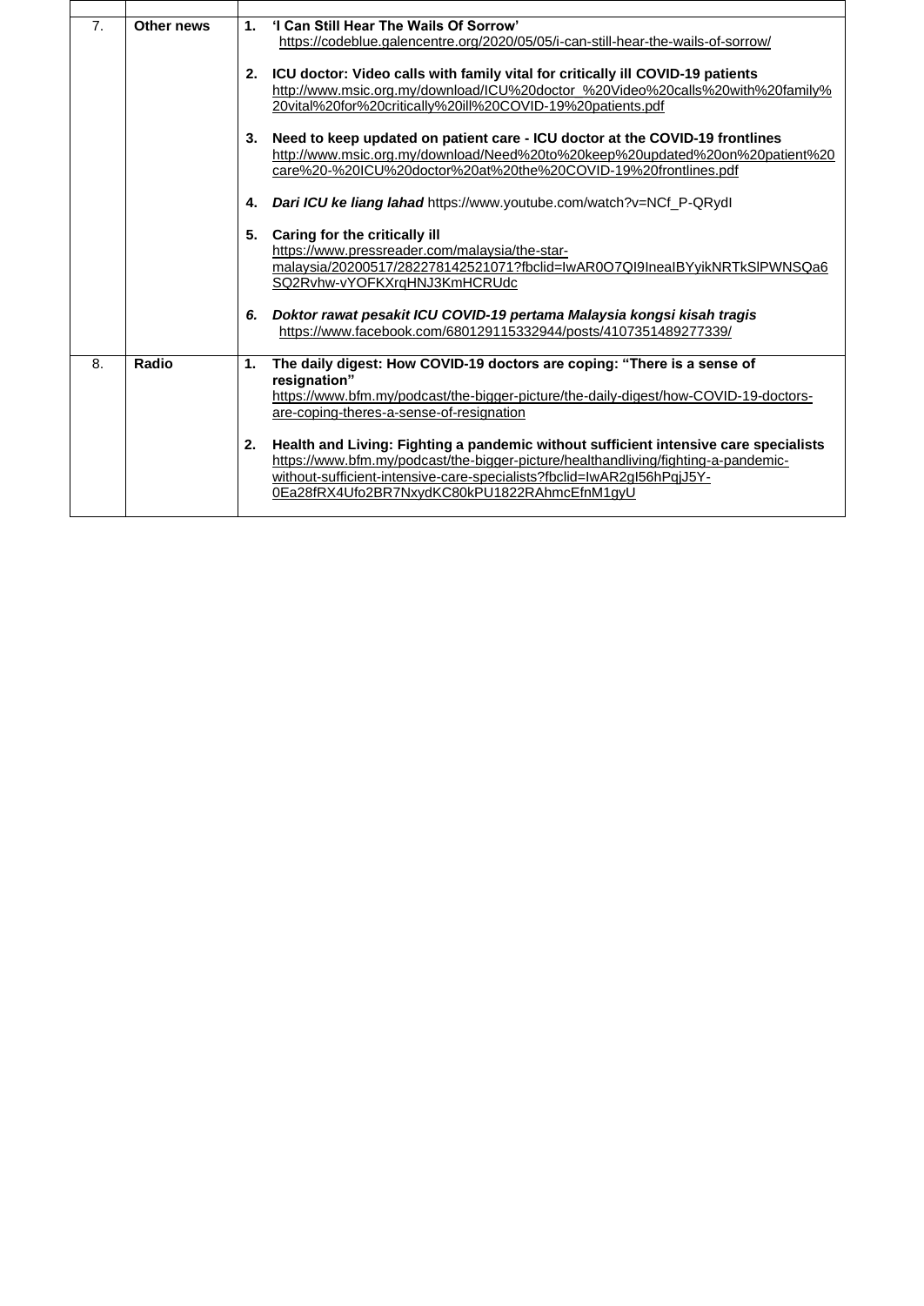| | | |
|---|---|---|
| 7. | **Other news** | **1. 'I Can Still Hear The Wails Of Sorrow'** https://codeblue.galencentre.org/2020/05/05/i-can-still-hear-the-wails-of-sorrow/ <br><br> **2. ICU doctor: Video calls with family vital for critically ill COVID-19 patients** http://www.msic.org.my/download/ICU%20doctor_%20Video%20calls%20with%20family%20vital%20for%20critically%20ill%20COVID-19%20patients.pdf <br><br> **3. Need to keep updated on patient care - ICU doctor at the COVID-19 frontlines** http://www.msic.org.my/download/Need%20to%20keep%20updated%20on%20patient%20care%20-%20ICU%20doctor%20at%20the%20COVID-19%20frontlines.pdf <br><br> **4.** ***Dari ICU ke liang lahad*** https://www.youtube.com/watch?v=NCf_P-QRydI <br><br> **5. Caring for the critically ill** https://www.pressreader.com/malaysia/the-star-malaysia/20200517/282278142521071?fbclid=IwAR0O7QI9IneaIBYyikNRTkSlPWNSQa6SQ2Rvhw-vYOFKXrqHNJ3KmHCRUdc <br><br> ***6. Doktor rawat pesakit ICU COVID-19 pertama Malaysia kongsi kisah tragis*** https://www.facebook.com/680129115332944/posts/4107351489277339/ |
| 8. | **Radio** | **1. The daily digest: How COVID-19 doctors are coping: "There is a sense of resignation"** https://www.bfm.my/podcast/the-bigger-picture/the-daily-digest/how-COVID-19-doctors-are-coping-theres-a-sense-of-resignation <br><br> **2. Health and Living: Fighting a pandemic without sufficient intensive care specialists** https://www.bfm.my/podcast/the-bigger-picture/healthandliving/fighting-a-pandemic-without-sufficient-intensive-care-specialists?fbclid=IwAR2gI56hPqjJ5Y-0Ea28fRX4Ufo2BR7NxydKC80kPU1822RAhmcEfnM1gyU |